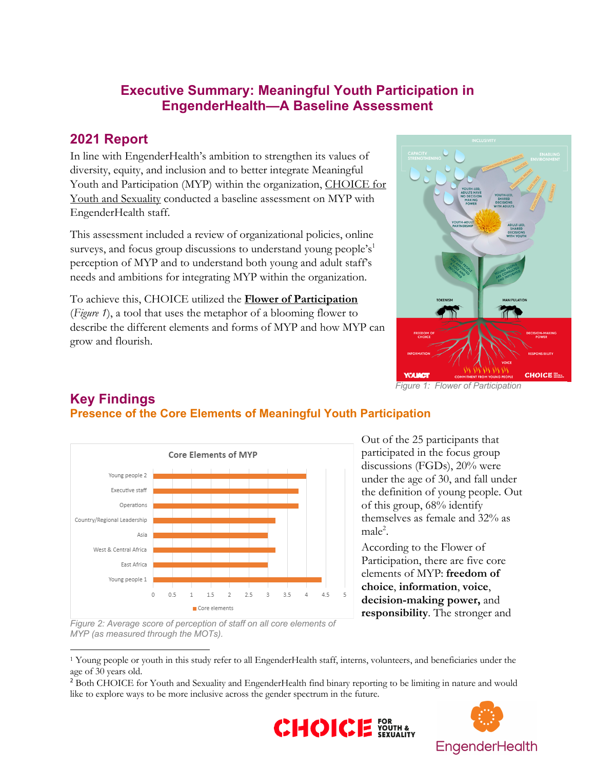# Executive Summary: Meaningful Youth Participation in EngenderHealth—A Baseline Assessment

## 2021 Report

In line with EngenderHealth's ambition to strengthen its values of diversity, equity, and inclusion and to better integrate Meaningful Youth and Participation (MYP) within the organization, CHOICE for Youth and Sexuality conducted a baseline assessment on MYP with EngenderHealth staff.

This assessment included a review of organizational policies, online surveys, and focus group discussions to understand young people's[1] perception of MYP and to understand both young and adult staff's needs and ambitions for integrating MYP within the organization.

To achieve this, CHOICE utilized the **Flower of Participation** (*Figure 1*), a tool that uses the metaphor of a blooming flower to describe the different elements and forms of MYP and how MYP can grow and flourish.

INCLUSIVITY
CAPACITY STRENGTHENING
ENABLING ENVIRONMENT
COMMITMENT FROM ADULTS
POLICIES
FINANCIAL MEANS
SAFE SPACE
YOUTH FRIENDLINESS
FLEXIBILITY
YOUTH-LED, ADULTS HAVE NO DECISION MAKING POWER
YOUTH-LED, SHARED DECISIONS WITH ADULTS
YOUTH-ADULT PARTNERSHIP
ADULT-LED, SHARED DECISIONS WITH YOUTH
YOUNG PEOPLE ARE APPOINTED A ROLE AND INFORMED
YOUNG PEOPLE ARE CONSULTED AND INFORMED
TOKENISM
MANIPULATION
FREEDOM OF CHOICE
DECISION-MAKING POWER
INFORMATION
RESPONSIBILITY
VOICE
COMMITMENT FROM YOUNG PEOPLE
YOUACT
CHOICE

*Figure 1: Flower of Participation*

## Key Findings

### Presence of the Core Elements of Meaningful Youth Participation

Core Elements of MYP

Young people 2
Executive staff
Operations
Country/Regional Leadership
Asia
West & Central Africa
East Africa
Young people 1

0 0.5 1 1.5 2 2.5 3 3.5 4 4.5 5

Core elements

*Figure 2: Average score of perception of staff on all core elements of MYP (as measured through the MOTs).*

Out of the 25 participants that participated in the focus group discussions (FGDs), 20% were under the age of 30, and fall under the definition of young people. Out of this group, 68% identify themselves as female and 32% as male[2].

According to the Flower of Participation, there are five core elements of MYP: **freedom of choice**, **information**, **voice**, **decision-making power,** and **responsibility**. The stronger and

---

[1] Young people or youth in this study refer to all EngenderHealth staff, interns, volunteers, and beneficiaries under the age of 30 years old.

[2] Both CHOICE for Youth and Sexuality and EngenderHealth find binary reporting to be limiting in nature and would like to explore ways to be more inclusive across the gender spectrum in the future.

CHOICE FOR YOUTH & SEXUALITY

EngenderHealth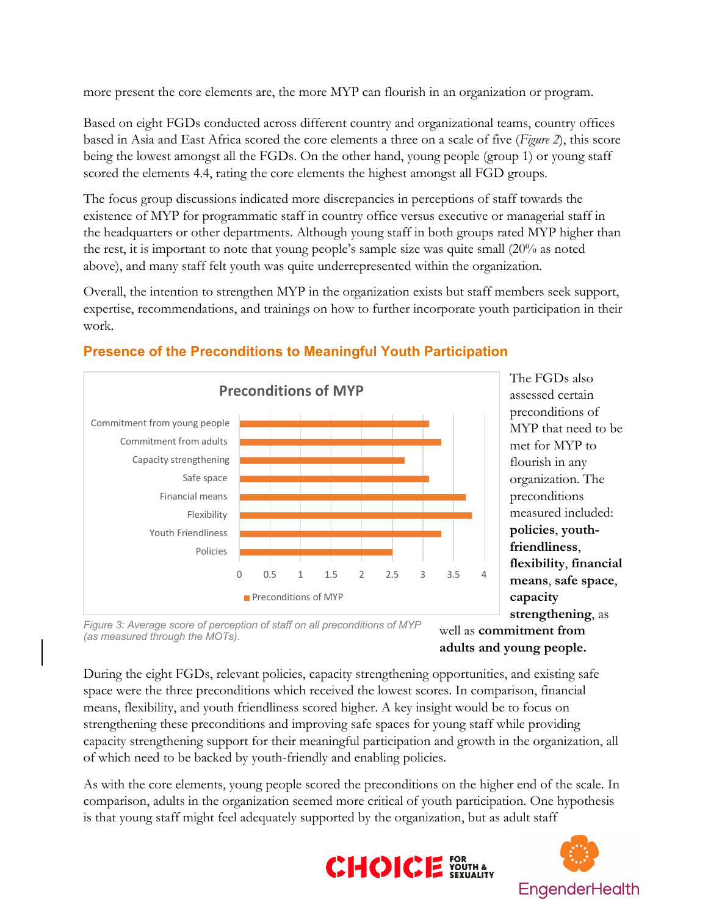more present the core elements are, the more MYP can flourish in an organization or program.

Based on eight FGDs conducted across different country and organizational teams, country offices based in Asia and East Africa scored the core elements a three on a scale of five (*Figure 2*), this score being the lowest amongst all the FGDs. On the other hand, young people (group 1) or young staff scored the elements 4.4, rating the core elements the highest amongst all FGD groups.

The focus group discussions indicated more discrepancies in perceptions of staff towards the existence of MYP for programmatic staff in country office versus executive or managerial staff in the headquarters or other departments. Although young staff in both groups rated MYP higher than the rest, it is important to note that young people's sample size was quite small (20% as noted above), and many staff felt youth was quite underrepresented within the organization.

Overall, the intention to strengthen MYP in the organization exists but staff members seek support, expertise, recommendations, and trainings on how to further incorporate youth participation in their work.

## Presence of the Preconditions to Meaningful Youth Participation

Preconditions of MYP

Commitment from young people
Commitment from adults
Capacity strengthening
Safe space
Financial means
Flexibility
Youth Friendliness
Policies

0 0.5 1 1.5 2 2.5 3 3.5 4

Preconditions of MYP

*Figure 3: Average score of perception of staff on all preconditions of MYP (as measured through the MOTs).*

The FGDs also assessed certain preconditions of MYP that need to be met for MYP to flourish in any organization. The preconditions measured included: **policies**, **youth-friendliness**, **flexibility**, **financial means**, **safe space**, **capacity strengthening**, as well as **commitment from adults and young people.**

During the eight FGDs, relevant policies, capacity strengthening opportunities, and existing safe space were the three preconditions which received the lowest scores. In comparison, financial means, flexibility, and youth friendliness scored higher. A key insight would be to focus on strengthening these preconditions and improving safe spaces for young staff while providing capacity strengthening support for their meaningful participation and growth in the organization, all of which need to be backed by youth-friendly and enabling policies.

As with the core elements, young people scored the preconditions on the higher end of the scale. In comparison, adults in the organization seemed more critical of youth participation. One hypothesis is that young staff might feel adequately supported by the organization, but as adult staff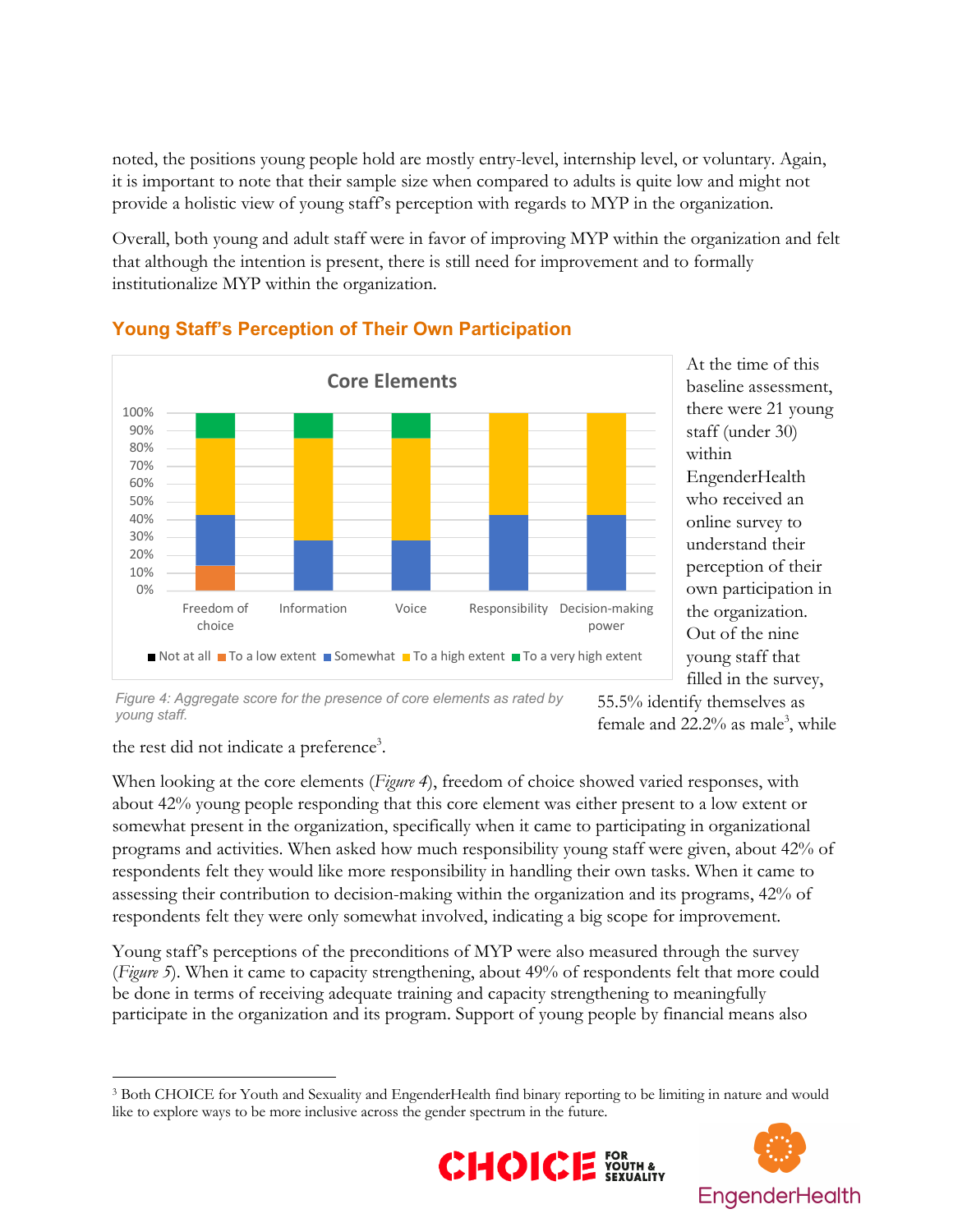noted, the positions young people hold are mostly entry-level, internship level, or voluntary. Again, it is important to note that their sample size when compared to adults is quite low and might not provide a holistic view of young staff's perception with regards to MYP in the organization.

Overall, both young and adult staff were in favor of improving MYP within the organization and felt that although the intention is present, there is still need for improvement and to formally institutionalize MYP within the organization.

## Young Staff's Perception of Their Own Participation

Core Elements

100%
90%
80%
70%
60%
50%
40%
30%
20%
10%
0%

Freedom of choice
Information
Voice
Responsibility
Decision-making power

Not at all
To a low extent
Somewhat
To a high extent
To a very high extent

*Figure 4: Aggregate score for the presence of core elements as rated by young staff.*

At the time of this baseline assessment, there were 21 young staff (under 30) within EngenderHealth who received an online survey to understand their perception of their own participation in the organization. Out of the nine young staff that filled in the survey, 55.5% identify themselves as female and 22.2% as male[3], while the rest did not indicate a preference[3].

When looking at the core elements (*Figure 4*), freedom of choice showed varied responses, with about 42% young people responding that this core element was either present to a low extent or somewhat present in the organization, specifically when it came to participating in organizational programs and activities. When asked how much responsibility young staff were given, about 42% of respondents felt they would like more responsibility in handling their own tasks. When it came to assessing their contribution to decision-making within the organization and its programs, 42% of respondents felt they were only somewhat involved, indicating a big scope for improvement.

Young staff's perceptions of the preconditions of MYP were also measured through the survey (*Figure 5*). When it came to capacity strengthening, about 49% of respondents felt that more could be done in terms of receiving adequate training and capacity strengthening to meaningfully participate in the organization and its program. Support of young people by financial means also

[3] Both CHOICE for Youth and Sexuality and EngenderHealth find binary reporting to be limiting in nature and would like to explore ways to be more inclusive across the gender spectrum in the future.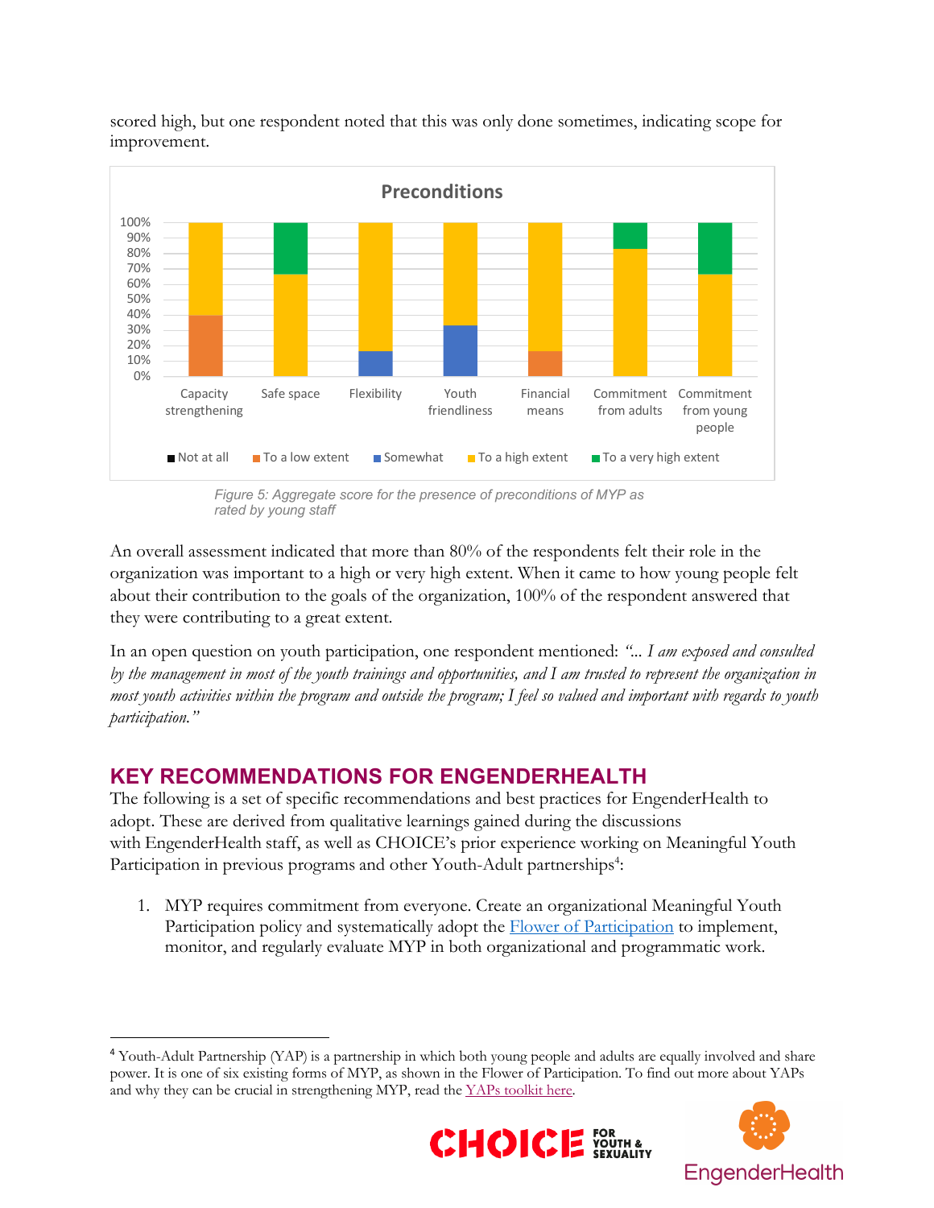scored high, but one respondent noted that this was only done sometimes, indicating scope for improvement.

Preconditions

100%
90%
80%
70%
60%
50%
40%
30%
20%
10%
0%

Capacity strengthening
Safe space
Flexibility
Youth friendliness
Financial means
Commitment from adults
Commitment from young people

Not at all
To a low extent
Somewhat
To a high extent
To a very high extent

*Figure 5: Aggregate score for the presence of preconditions of MYP as rated by young staff*

An overall assessment indicated that more than 80% of the respondents felt their role in the organization was important to a high or very high extent. When it came to how young people felt about their contribution to the goals of the organization, 100% of the respondent answered that they were contributing to a great extent.

In an open question on youth participation, one respondent mentioned: *"... I am exposed and consulted by the management in most of the youth trainings and opportunities, and I am trusted to represent the organization in most youth activities within the program and outside the program; I feel so valued and important with regards to youth participation."*

## KEY RECOMMENDATIONS FOR ENGENDERHEALTH

The following is a set of specific recommendations and best practices for EngenderHealth to adopt. These are derived from qualitative learnings gained during the discussions with EngenderHealth staff, as well as CHOICE's prior experience working on Meaningful Youth Participation in previous programs and other Youth-Adult partnerships[4]:

1. MYP requires commitment from everyone. Create an organizational Meaningful Youth Participation policy and systematically adopt the Flower of Participation to implement, monitor, and regularly evaluate MYP in both organizational and programmatic work.

[4] Youth-Adult Partnership (YAP) is a partnership in which both young people and adults are equally involved and share power. It is one of six existing forms of MYP, as shown in the Flower of Participation. To find out more about YAPs and why they can be crucial in strengthening MYP, read the YAPs toolkit here.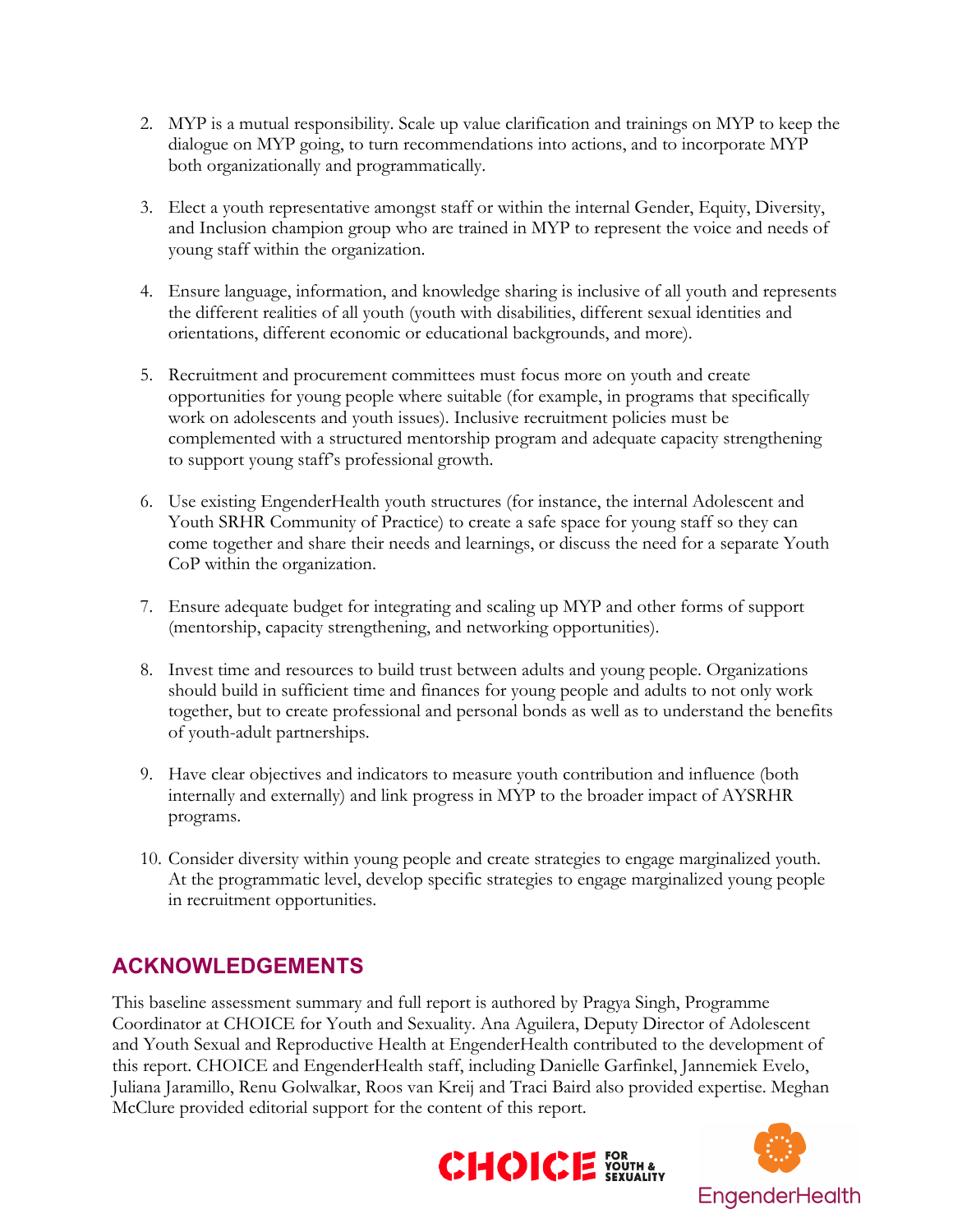2. MYP is a mutual responsibility. Scale up value clarification and trainings on MYP to keep the dialogue on MYP going, to turn recommendations into actions, and to incorporate MYP both organizationally and programmatically.

3. Elect a youth representative amongst staff or within the internal Gender, Equity, Diversity, and Inclusion champion group who are trained in MYP to represent the voice and needs of young staff within the organization.

4. Ensure language, information, and knowledge sharing is inclusive of all youth and represents the different realities of all youth (youth with disabilities, different sexual identities and orientations, different economic or educational backgrounds, and more).

5. Recruitment and procurement committees must focus more on youth and create opportunities for young people where suitable (for example, in programs that specifically work on adolescents and youth issues). Inclusive recruitment policies must be complemented with a structured mentorship program and adequate capacity strengthening to support young staff's professional growth.

6. Use existing EngenderHealth youth structures (for instance, the internal Adolescent and Youth SRHR Community of Practice) to create a safe space for young staff so they can come together and share their needs and learnings, or discuss the need for a separate Youth CoP within the organization.

7. Ensure adequate budget for integrating and scaling up MYP and other forms of support (mentorship, capacity strengthening, and networking opportunities).

8. Invest time and resources to build trust between adults and young people. Organizations should build in sufficient time and finances for young people and adults to not only work together, but to create professional and personal bonds as well as to understand the benefits of youth-adult partnerships.

9. Have clear objectives and indicators to measure youth contribution and influence (both internally and externally) and link progress in MYP to the broader impact of AYSRHR programs.

10. Consider diversity within young people and create strategies to engage marginalized youth. At the programmatic level, develop specific strategies to engage marginalized young people in recruitment opportunities.

## ACKNOWLEDGEMENTS

This baseline assessment summary and full report is authored by Pragya Singh, Programme Coordinator at CHOICE for Youth and Sexuality. Ana Aguilera, Deputy Director of Adolescent and Youth Sexual and Reproductive Health at EngenderHealth contributed to the development of this report. CHOICE and EngenderHealth staff, including Danielle Garfinkel, Jannemiek Evelo, Juliana Jaramillo, Renu Golwalkar, Roos van Kreij and Traci Baird also provided expertise. Meghan McClure provided editorial support for the content of this report.

CHOICE FOR YOUTH & SEXUALITY

EngenderHealth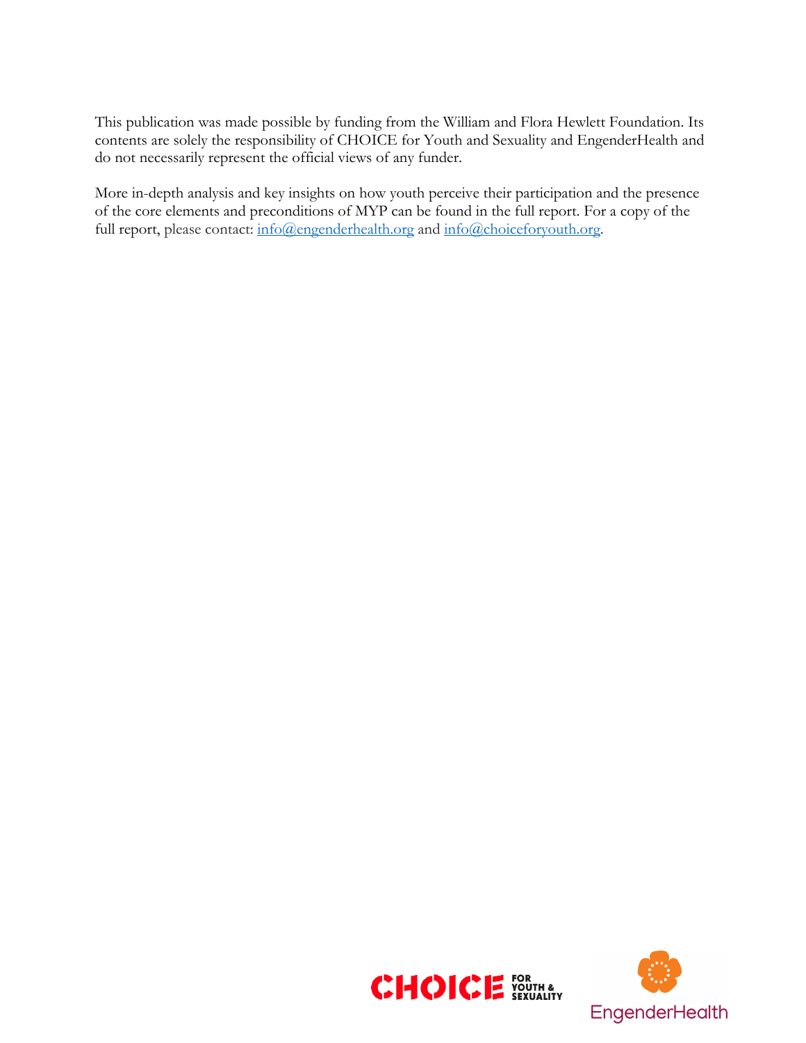This publication was made possible by funding from the William and Flora Hewlett Foundation. Its contents are solely the responsibility of CHOICE for Youth and Sexuality and EngenderHealth and do not necessarily represent the official views of any funder.

More in-depth analysis and key insights on how youth perceive their participation and the presence of the core elements and preconditions of MYP can be found in the full report. For a copy of the full report, please contact: info@engenderhealth.org and info@choiceforyouth.org.

CHOICE FOR YOUTH & SEXUALITY

EngenderHealth